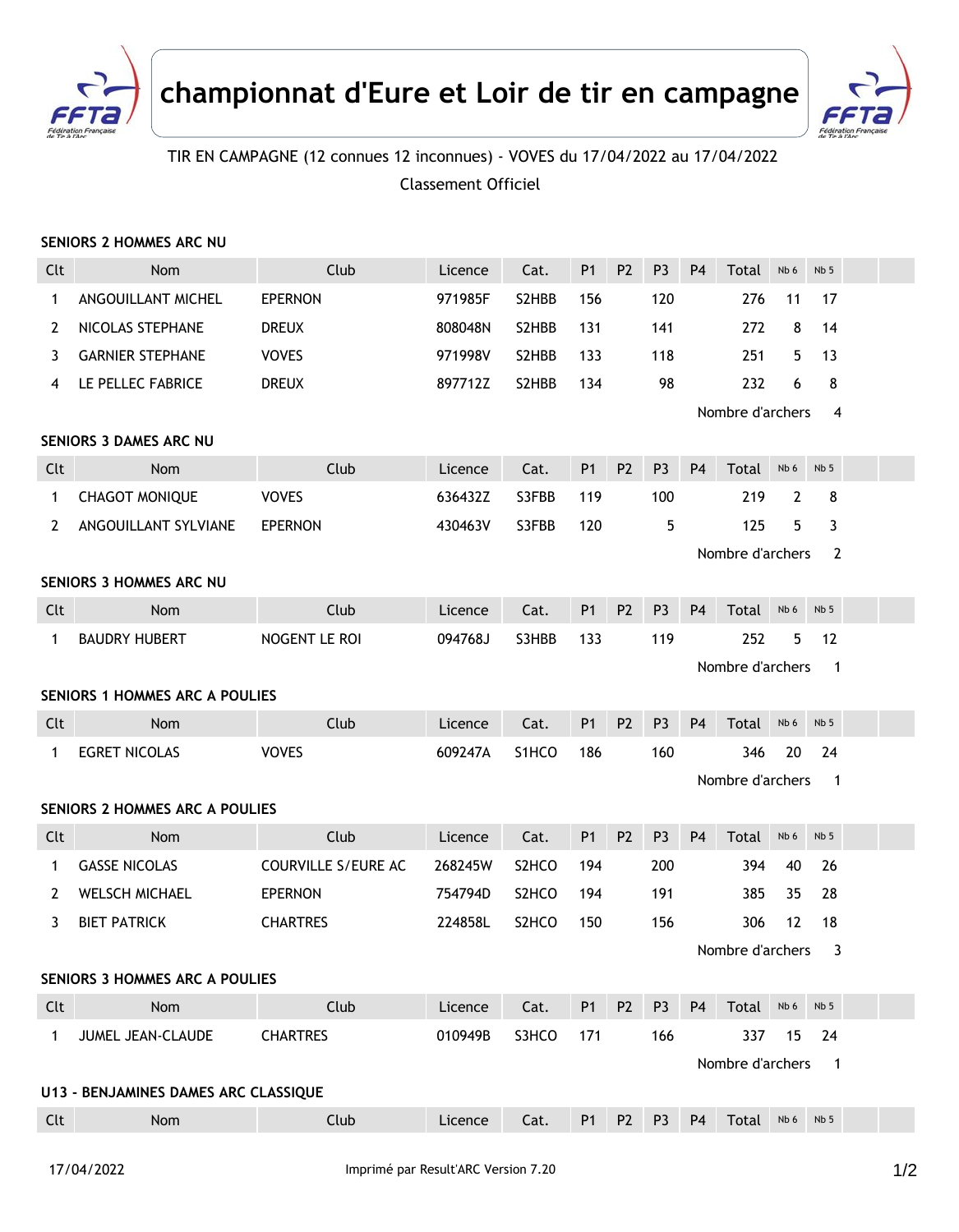# championnat d'Eure et Loir de tir en campagne

TIR EN CAMPAGNE (12 connues 12 inconnues) - VOVES du 17/04/2022 au 17/04/2022

Classement Officiel

### SENIORS 2 HOMMES ARC NU

| Clt | Nom | Club | Licence | Cat. | P1 | P2 | P3 | P4 | Total | Nb 6 | Nb 5 |
|---|---|---|---|---|---|---|---|---|---|---|---|
| 1 | ANGOUILLANT MICHEL | EPERNON | 971985F | S2HBB | 156 | | 120 | | 276 | 11 | 17 |
| 2 | NICOLAS STEPHANE | DREUX | 808048N | S2HBB | 131 | | 141 | | 272 | 8 | 14 |
| 3 | GARNIER STEPHANE | VOVES | 971998V | S2HBB | 133 | | 118 | | 251 | 5 | 13 |
| 4 | LE PELLEC FABRICE | DREUX | 897712Z | S2HBB | 134 | | 98 | | 232 | 6 | 8 |

Nombre d'archers 4

### SENIORS 3 DAMES ARC NU

| Clt | Nom | Club | Licence | Cat. | P1 | P2 | P3 | P4 | Total | Nb 6 | Nb 5 |
|---|---|---|---|---|---|---|---|---|---|---|---|
| 1 | CHAGOT MONIQUE | VOVES | 636432Z | S3FBB | 119 | | 100 | | 219 | 2 | 8 |
| 2 | ANGOUILLANT SYLVIANE | EPERNON | 430463V | S3FBB | 120 | | 5 | | 125 | 5 | 3 |

Nombre d'archers 2

### SENIORS 3 HOMMES ARC NU

| Clt | Nom | Club | Licence | Cat. | P1 | P2 | P3 | P4 | Total | Nb 6 | Nb 5 |
|---|---|---|---|---|---|---|---|---|---|---|---|
| 1 | BAUDRY HUBERT | NOGENT LE ROI | 094768J | S3HBB | 133 | | 119 | | 252 | 5 | 12 |

Nombre d'archers 1

### SENIORS 1 HOMMES ARC A POULIES

| Clt | Nom | Club | Licence | Cat. | P1 | P2 | P3 | P4 | Total | Nb 6 | Nb 5 |
|---|---|---|---|---|---|---|---|---|---|---|---|
| 1 | EGRET NICOLAS | VOVES | 609247A | S1HCO | 186 | | 160 | | 346 | 20 | 24 |

Nombre d'archers 1

### SENIORS 2 HOMMES ARC A POULIES

| Clt | Nom | Club | Licence | Cat. | P1 | P2 | P3 | P4 | Total | Nb 6 | Nb 5 |
|---|---|---|---|---|---|---|---|---|---|---|---|
| 1 | GASSE NICOLAS | COURVILLE S/EURE AC | 268245W | S2HCO | 194 | | 200 | | 394 | 40 | 26 |
| 2 | WELSCH MICHAEL | EPERNON | 754794D | S2HCO | 194 | | 191 | | 385 | 35 | 28 |
| 3 | BIET PATRICK | CHARTRES | 224858L | S2HCO | 150 | | 156 | | 306 | 12 | 18 |

Nombre d'archers 3

### SENIORS 3 HOMMES ARC A POULIES

| Clt | Nom | Club | Licence | Cat. | P1 | P2 | P3 | P4 | Total | Nb 6 | Nb 5 |
|---|---|---|---|---|---|---|---|---|---|---|---|
| 1 | JUMEL JEAN-CLAUDE | CHARTRES | 010949B | S3HCO | 171 | | 166 | | 337 | 15 | 24 |

Nombre d'archers 1

### U13 - BENJAMINES DAMES ARC CLASSIQUE

| Clt | Nom | Club | Licence | Cat. | P1 | P2 | P3 | P4 | Total | Nb 6 | Nb 5 |
|---|---|---|---|---|---|---|---|---|---|---|---|

17/04/2022 Imprimé par Result'ARC Version 7.20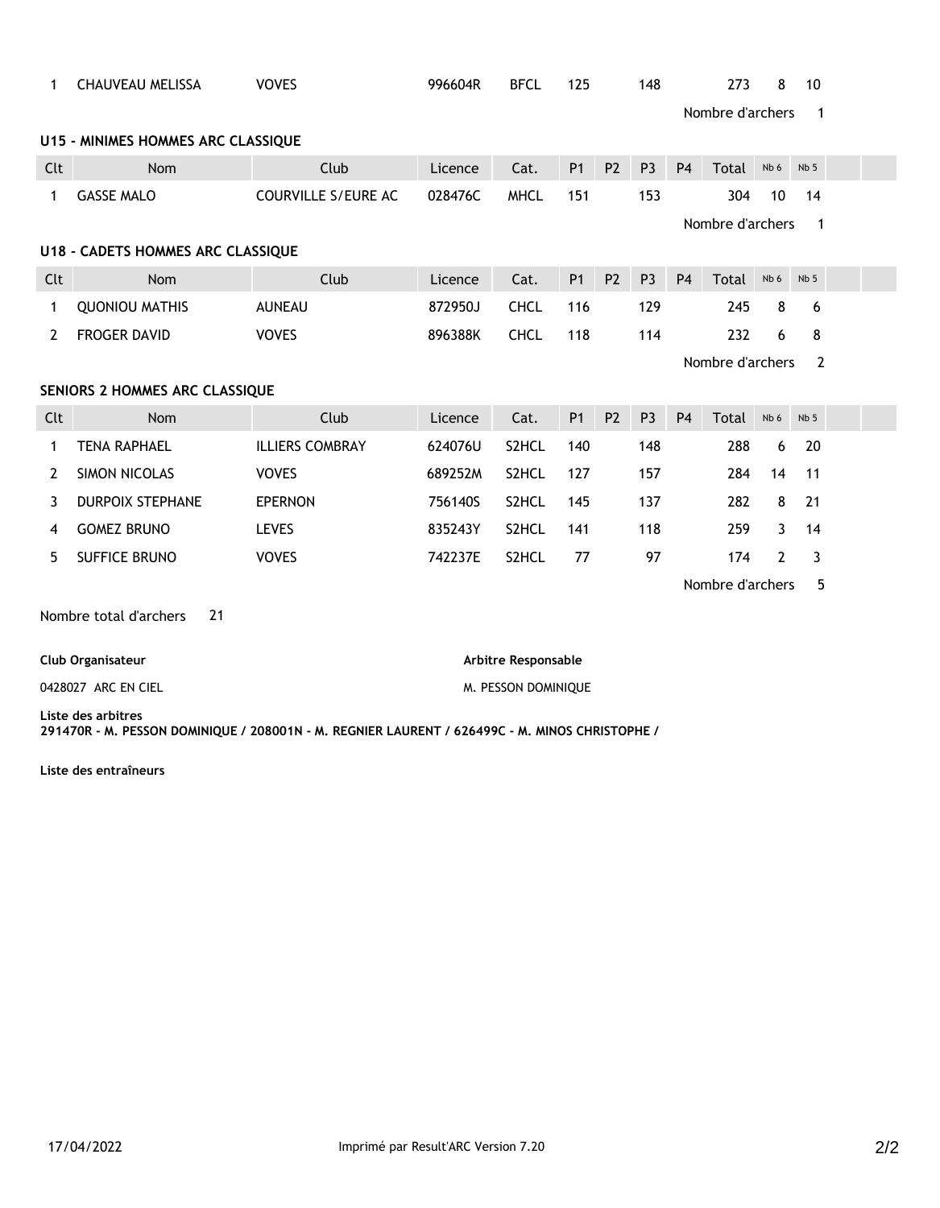| Clt | Nom | Club | Licence | Cat. | P1 | P2 | P3 | P4 | Total | Nb 6 | Nb 5 |
|---|---|---|---|---|---|---|---|---|---|---|---|
| 1 | CHAUVEAU MELISSA | VOVES | 996604R | BFCL | 125 | | 148 | | 273 | 8 | 10 |

Nombre d'archers 1

### U15 - MINIMES HOMMES ARC CLASSIQUE

| Clt | Nom | Club | Licence | Cat. | P1 | P2 | P3 | P4 | Total | Nb 6 | Nb 5 |
|---|---|---|---|---|---|---|---|---|---|---|---|
| 1 | GASSE MALO | COURVILLE S/EURE AC | 028476C | MHCL | 151 | | 153 | | 304 | 10 | 14 |

Nombre d'archers 1

### U18 - CADETS HOMMES ARC CLASSIQUE

| Clt | Nom | Club | Licence | Cat. | P1 | P2 | P3 | P4 | Total | Nb 6 | Nb 5 |
|---|---|---|---|---|---|---|---|---|---|---|---|
| 1 | QUONIOU MATHIS | AUNEAU | 872950J | CHCL | 116 | | 129 | | 245 | 8 | 6 |
| 2 | FROGER DAVID | VOVES | 896388K | CHCL | 118 | | 114 | | 232 | 6 | 8 |

Nombre d'archers 2

### SENIORS 2 HOMMES ARC CLASSIQUE

| Clt | Nom | Club | Licence | Cat. | P1 | P2 | P3 | P4 | Total | Nb 6 | Nb 5 |
|---|---|---|---|---|---|---|---|---|---|---|---|
| 1 | TENA RAPHAEL | ILLIERS COMBRAY | 624076U | S2HCL | 140 | | 148 | | 288 | 6 | 20 |
| 2 | SIMON NICOLAS | VOVES | 689252M | S2HCL | 127 | | 157 | | 284 | 14 | 11 |
| 3 | DURPOIX STEPHANE | EPERNON | 756140S | S2HCL | 145 | | 137 | | 282 | 8 | 21 |
| 4 | GOMEZ BRUNO | LEVES | 835243Y | S2HCL | 141 | | 118 | | 259 | 3 | 14 |
| 5 | SUFFICE BRUNO | VOVES | 742237E | S2HCL | 77 | | 97 | | 174 | 2 | 3 |

Nombre d'archers 5

Nombre total d'archers 21

**Club Organisateur**

0428027 ARC EN CIEL

**Arbitre Responsable**

M. PESSON DOMINIQUE

**Liste des arbitres**

**291470R - M. PESSON DOMINIQUE / 208001N - M. REGNIER LAURENT / 626499C - M. MINOS CHRISTOPHE /**

**Liste des entraîneurs**

17/04/2022 Imprimé par Result'ARC Version 7.20